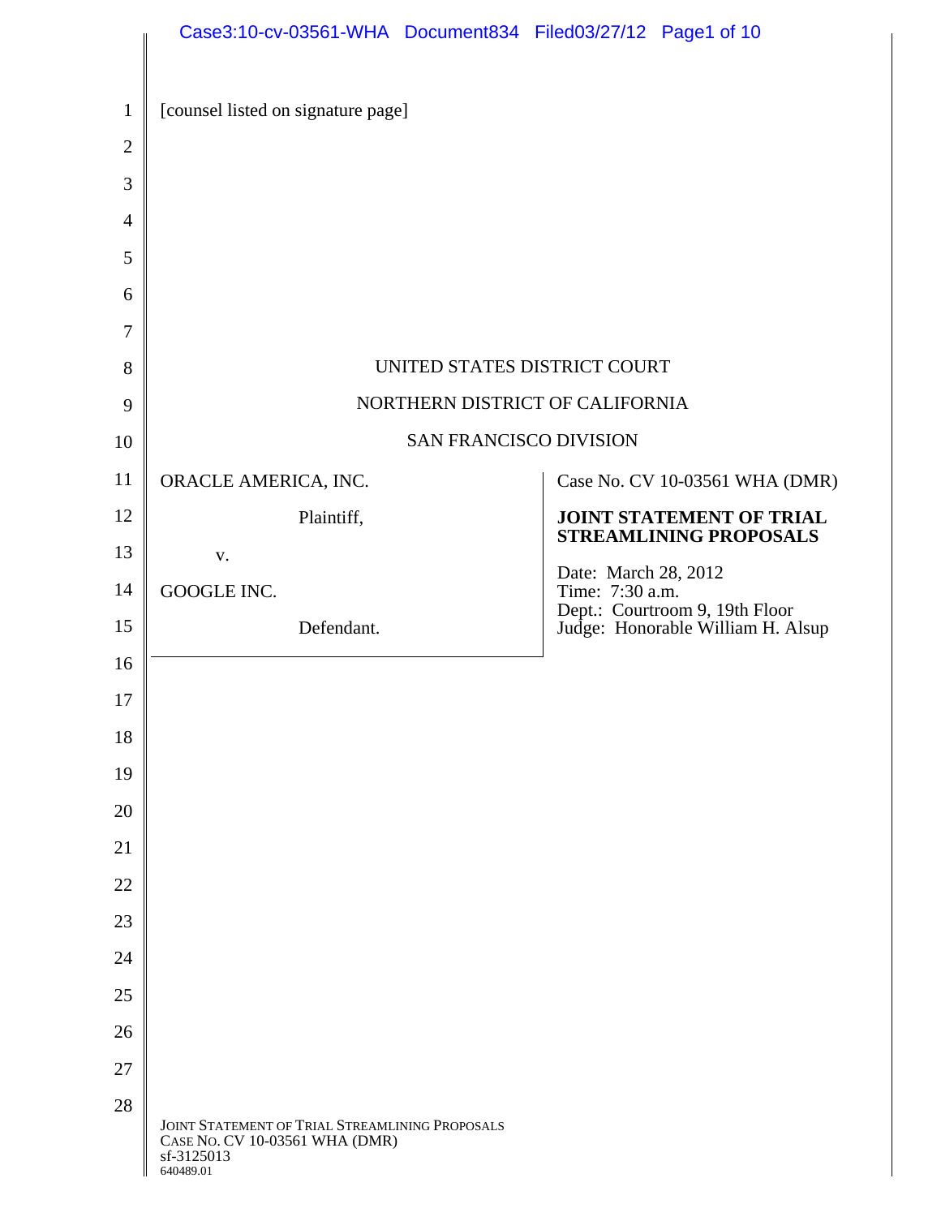[counsel listed on signature page]

UNITED STATES DISTRICT COURT

NORTHERN DISTRICT OF CALIFORNIA

SAN FRANCISCO DIVISION

| | |
|---|---|
| ORACLE AMERICA, INC.<br><br>Plaintiff,<br><br>v.<br><br>GOOGLE INC.<br><br>Defendant. | Case No. CV 10-03561 WHA (DMR)<br><br>**JOINT STATEMENT OF TRIAL STREAMLINING PROPOSALS**<br><br>Date: March 28, 2012<br>Time: 7:30 a.m.<br>Dept.: Courtroom 9, 19th Floor<br>Judge: Honorable William H. Alsup |

JOINT STATEMENT OF TRIAL STREAMLINING PROPOSALS
CASE NO. CV 10-03561 WHA (DMR)
sf-3125013
640489.01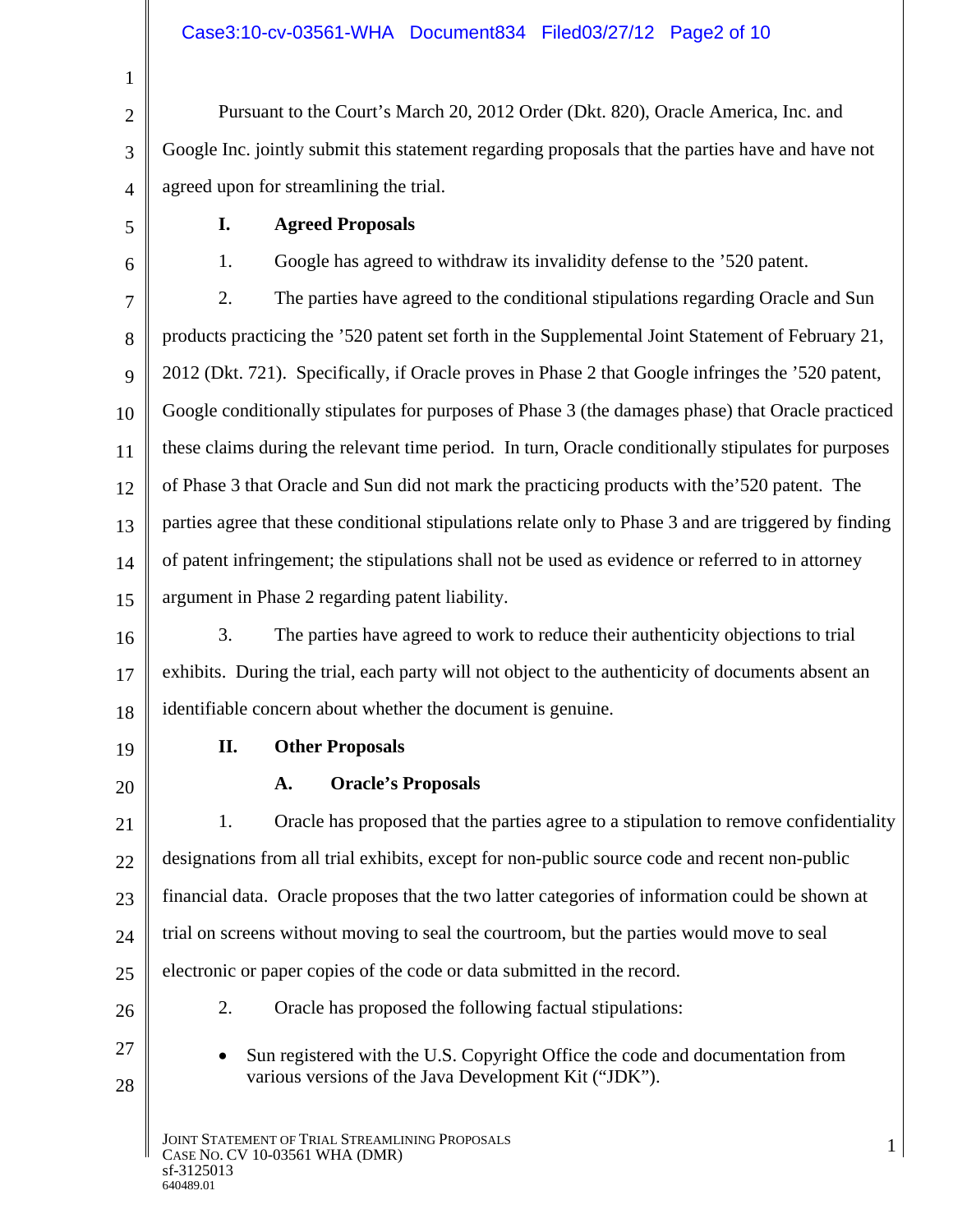Pursuant to the Court's March 20, 2012 Order (Dkt. 820), Oracle America, Inc. and Google Inc. jointly submit this statement regarding proposals that the parties have and have not agreed upon for streamlining the trial.

## I. Agreed Proposals

1. Google has agreed to withdraw its invalidity defense to the '520 patent.

2. The parties have agreed to the conditional stipulations regarding Oracle and Sun products practicing the '520 patent set forth in the Supplemental Joint Statement of February 21, 2012 (Dkt. 721). Specifically, if Oracle proves in Phase 2 that Google infringes the '520 patent, Google conditionally stipulates for purposes of Phase 3 (the damages phase) that Oracle practiced these claims during the relevant time period. In turn, Oracle conditionally stipulates for purposes of Phase 3 that Oracle and Sun did not mark the practicing products with the'520 patent. The parties agree that these conditional stipulations relate only to Phase 3 and are triggered by finding of patent infringement; the stipulations shall not be used as evidence or referred to in attorney argument in Phase 2 regarding patent liability.

3. The parties have agreed to work to reduce their authenticity objections to trial exhibits. During the trial, each party will not object to the authenticity of documents absent an identifiable concern about whether the document is genuine.

## II. Other Proposals

### A. Oracle's Proposals

1. Oracle has proposed that the parties agree to a stipulation to remove confidentiality designations from all trial exhibits, except for non-public source code and recent non-public financial data. Oracle proposes that the two latter categories of information could be shown at trial on screens without moving to seal the courtroom, but the parties would move to seal electronic or paper copies of the code or data submitted in the record.

2. Oracle has proposed the following factual stipulations:

- Sun registered with the U.S. Copyright Office the code and documentation from various versions of the Java Development Kit ("JDK").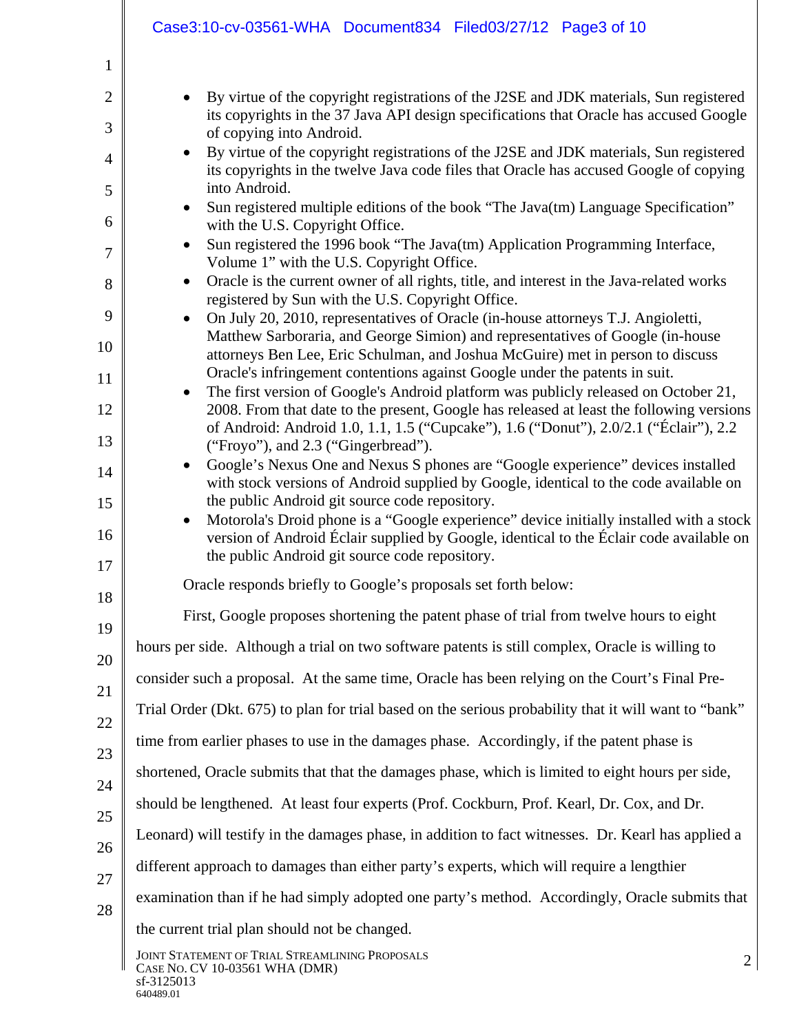- By virtue of the copyright registrations of the J2SE and JDK materials, Sun registered its copyrights in the 37 Java API design specifications that Oracle has accused Google of copying into Android.
- By virtue of the copyright registrations of the J2SE and JDK materials, Sun registered its copyrights in the twelve Java code files that Oracle has accused Google of copying into Android.
- Sun registered multiple editions of the book "The Java(tm) Language Specification" with the U.S. Copyright Office.
- Sun registered the 1996 book "The Java(tm) Application Programming Interface, Volume 1" with the U.S. Copyright Office.
- Oracle is the current owner of all rights, title, and interest in the Java-related works registered by Sun with the U.S. Copyright Office.
- On July 20, 2010, representatives of Oracle (in-house attorneys T.J. Angioletti, Matthew Sarboraria, and George Simion) and representatives of Google (in-house attorneys Ben Lee, Eric Schulman, and Joshua McGuire) met in person to discuss Oracle's infringement contentions against Google under the patents in suit.
- The first version of Google's Android platform was publicly released on October 21, 2008. From that date to the present, Google has released at least the following versions of Android: Android 1.0, 1.1, 1.5 ("Cupcake"), 1.6 ("Donut"), 2.0/2.1 ("Éclair"), 2.2 ("Froyo"), and 2.3 ("Gingerbread").
- Google's Nexus One and Nexus S phones are "Google experience" devices installed with stock versions of Android supplied by Google, identical to the code available on the public Android git source code repository.
- Motorola's Droid phone is a "Google experience" device initially installed with a stock version of Android Éclair supplied by Google, identical to the Éclair code available on the public Android git source code repository.

Oracle responds briefly to Google's proposals set forth below:

First, Google proposes shortening the patent phase of trial from twelve hours to eight hours per side. Although a trial on two software patents is still complex, Oracle is willing to consider such a proposal. At the same time, Oracle has been relying on the Court's Final Pre-Trial Order (Dkt. 675) to plan for trial based on the serious probability that it will want to "bank" time from earlier phases to use in the damages phase. Accordingly, if the patent phase is shortened, Oracle submits that that the damages phase, which is limited to eight hours per side, should be lengthened. At least four experts (Prof. Cockburn, Prof. Kearl, Dr. Cox, and Dr. Leonard) will testify in the damages phase, in addition to fact witnesses. Dr. Kearl has applied a different approach to damages than either party's experts, which will require a lengthier examination than if he had simply adopted one party's method. Accordingly, Oracle submits that the current trial plan should not be changed.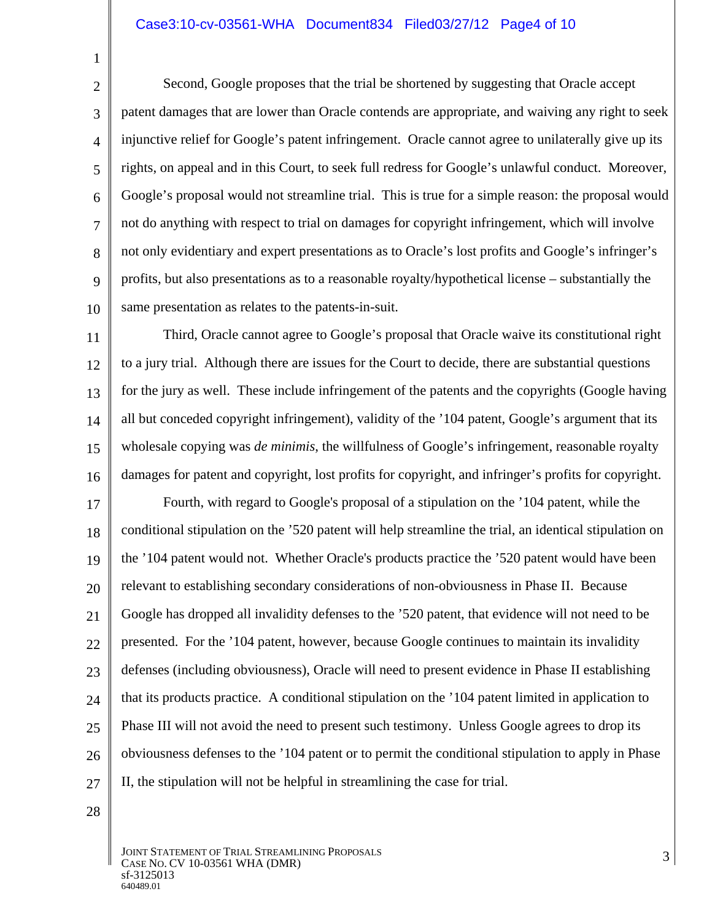Second, Google proposes that the trial be shortened by suggesting that Oracle accept patent damages that are lower than Oracle contends are appropriate, and waiving any right to seek injunctive relief for Google's patent infringement. Oracle cannot agree to unilaterally give up its rights, on appeal and in this Court, to seek full redress for Google's unlawful conduct. Moreover, Google's proposal would not streamline trial. This is true for a simple reason: the proposal would not do anything with respect to trial on damages for copyright infringement, which will involve not only evidentiary and expert presentations as to Oracle's lost profits and Google's infringer's profits, but also presentations as to a reasonable royalty/hypothetical license – substantially the same presentation as relates to the patents-in-suit.

Third, Oracle cannot agree to Google's proposal that Oracle waive its constitutional right to a jury trial. Although there are issues for the Court to decide, there are substantial questions for the jury as well. These include infringement of the patents and the copyrights (Google having all but conceded copyright infringement), validity of the '104 patent, Google's argument that its wholesale copying was *de minimis*, the willfulness of Google's infringement, reasonable royalty damages for patent and copyright, lost profits for copyright, and infringer's profits for copyright.

Fourth, with regard to Google's proposal of a stipulation on the '104 patent, while the conditional stipulation on the '520 patent will help streamline the trial, an identical stipulation on the '104 patent would not. Whether Oracle's products practice the '520 patent would have been relevant to establishing secondary considerations of non-obviousness in Phase II. Because Google has dropped all invalidity defenses to the '520 patent, that evidence will not need to be presented. For the '104 patent, however, because Google continues to maintain its invalidity defenses (including obviousness), Oracle will need to present evidence in Phase II establishing that its products practice. A conditional stipulation on the '104 patent limited in application to Phase III will not avoid the need to present such testimony. Unless Google agrees to drop its obviousness defenses to the '104 patent or to permit the conditional stipulation to apply in Phase II, the stipulation will not be helpful in streamlining the case for trial.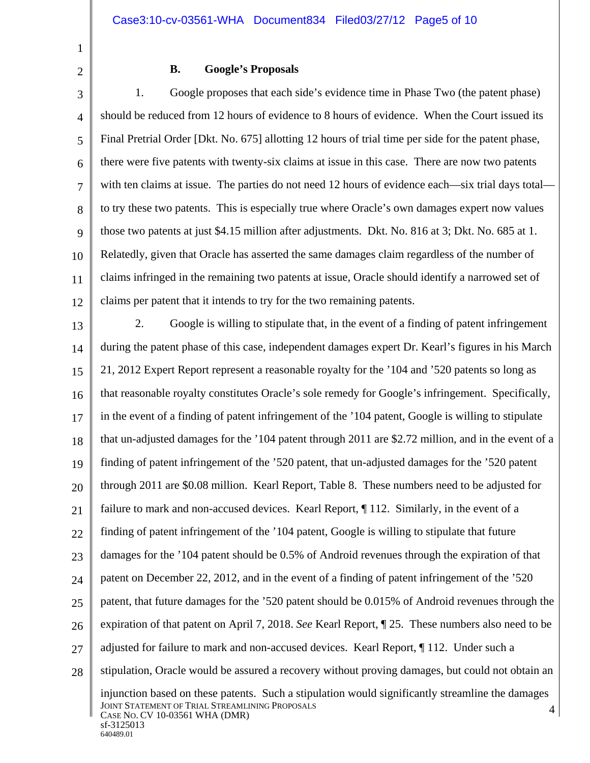### B. Google's Proposals

1. Google proposes that each side's evidence time in Phase Two (the patent phase) should be reduced from 12 hours of evidence to 8 hours of evidence. When the Court issued its Final Pretrial Order [Dkt. No. 675] allotting 12 hours of trial time per side for the patent phase, there were five patents with twenty-six claims at issue in this case. There are now two patents with ten claims at issue. The parties do not need 12 hours of evidence each—six trial days total—to try these two patents. This is especially true where Oracle's own damages expert now values those two patents at just $4.15 million after adjustments. Dkt. No. 816 at 3; Dkt. No. 685 at 1. Relatedly, given that Oracle has asserted the same damages claim regardless of the number of claims infringed in the remaining two patents at issue, Oracle should identify a narrowed set of claims per patent that it intends to try for the two remaining patents.

2. Google is willing to stipulate that, in the event of a finding of patent infringement during the patent phase of this case, independent damages expert Dr. Kearl's figures in his March 21, 2012 Expert Report represent a reasonable royalty for the '104 and '520 patents so long as that reasonable royalty constitutes Oracle's sole remedy for Google's infringement. Specifically, in the event of a finding of patent infringement of the '104 patent, Google is willing to stipulate that un-adjusted damages for the '104 patent through 2011 are $2.72 million, and in the event of a finding of patent infringement of the '520 patent, that un-adjusted damages for the '520 patent through 2011 are $0.08 million. Kearl Report, Table 8. These numbers need to be adjusted for failure to mark and non-accused devices. Kearl Report, ¶ 112. Similarly, in the event of a finding of patent infringement of the '104 patent, Google is willing to stipulate that future damages for the '104 patent should be 0.5% of Android revenues through the expiration of that patent on December 22, 2012, and in the event of a finding of patent infringement of the '520 patent, that future damages for the '520 patent should be 0.015% of Android revenues through the expiration of that patent on April 7, 2018. *See* Kearl Report, ¶ 25. These numbers also need to be adjusted for failure to mark and non-accused devices. Kearl Report, ¶ 112. Under such a stipulation, Oracle would be assured a recovery without proving damages, but could not obtain an injunction based on these patents. Such a stipulation would significantly streamline the damages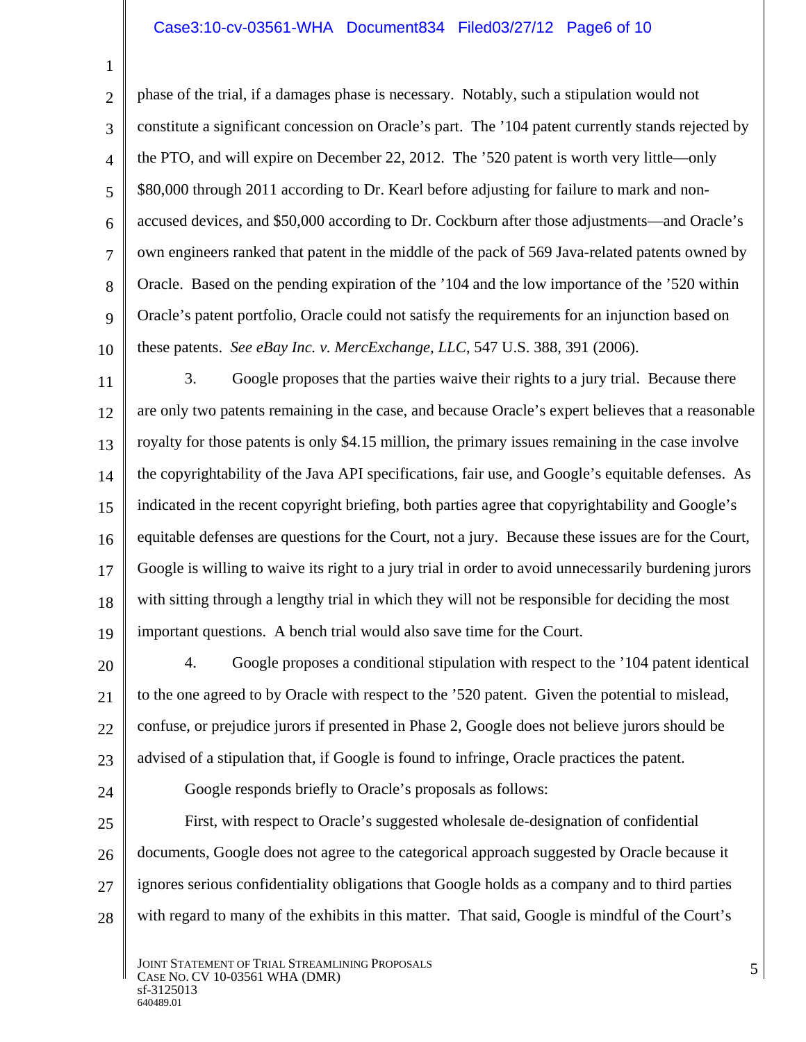phase of the trial, if a damages phase is necessary. Notably, such a stipulation would not constitute a significant concession on Oracle's part. The '104 patent currently stands rejected by the PTO, and will expire on December 22, 2012. The '520 patent is worth very little—only $80,000 through 2011 according to Dr. Kearl before adjusting for failure to mark and non-accused devices, and $50,000 according to Dr. Cockburn after those adjustments—and Oracle's own engineers ranked that patent in the middle of the pack of 569 Java-related patents owned by Oracle. Based on the pending expiration of the '104 and the low importance of the '520 within Oracle's patent portfolio, Oracle could not satisfy the requirements for an injunction based on these patents. *See eBay Inc. v. MercExchange, LLC*, 547 U.S. 388, 391 (2006).

3. Google proposes that the parties waive their rights to a jury trial. Because there are only two patents remaining in the case, and because Oracle's expert believes that a reasonable royalty for those patents is only $4.15 million, the primary issues remaining in the case involve the copyrightability of the Java API specifications, fair use, and Google's equitable defenses. As indicated in the recent copyright briefing, both parties agree that copyrightability and Google's equitable defenses are questions for the Court, not a jury. Because these issues are for the Court, Google is willing to waive its right to a jury trial in order to avoid unnecessarily burdening jurors with sitting through a lengthy trial in which they will not be responsible for deciding the most important questions. A bench trial would also save time for the Court.

4. Google proposes a conditional stipulation with respect to the '104 patent identical to the one agreed to by Oracle with respect to the '520 patent. Given the potential to mislead, confuse, or prejudice jurors if presented in Phase 2, Google does not believe jurors should be advised of a stipulation that, if Google is found to infringe, Oracle practices the patent.

Google responds briefly to Oracle's proposals as follows:

First, with respect to Oracle's suggested wholesale de-designation of confidential documents, Google does not agree to the categorical approach suggested by Oracle because it ignores serious confidentiality obligations that Google holds as a company and to third parties with regard to many of the exhibits in this matter. That said, Google is mindful of the Court's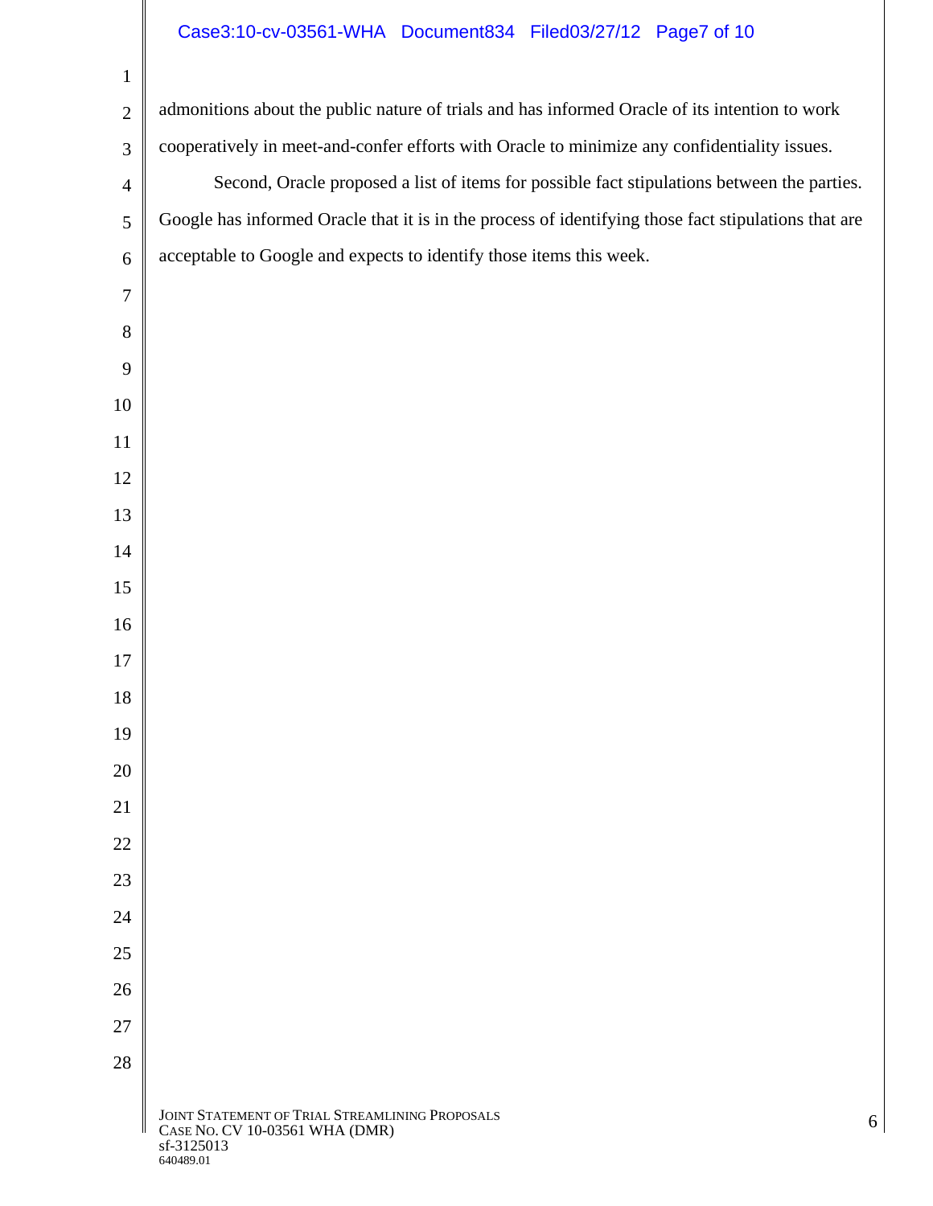admonitions about the public nature of trials and has informed Oracle of its intention to work cooperatively in meet-and-confer efforts with Oracle to minimize any confidentiality issues.

Second, Oracle proposed a list of items for possible fact stipulations between the parties. Google has informed Oracle that it is in the process of identifying those fact stipulations that are acceptable to Google and expects to identify those items this week.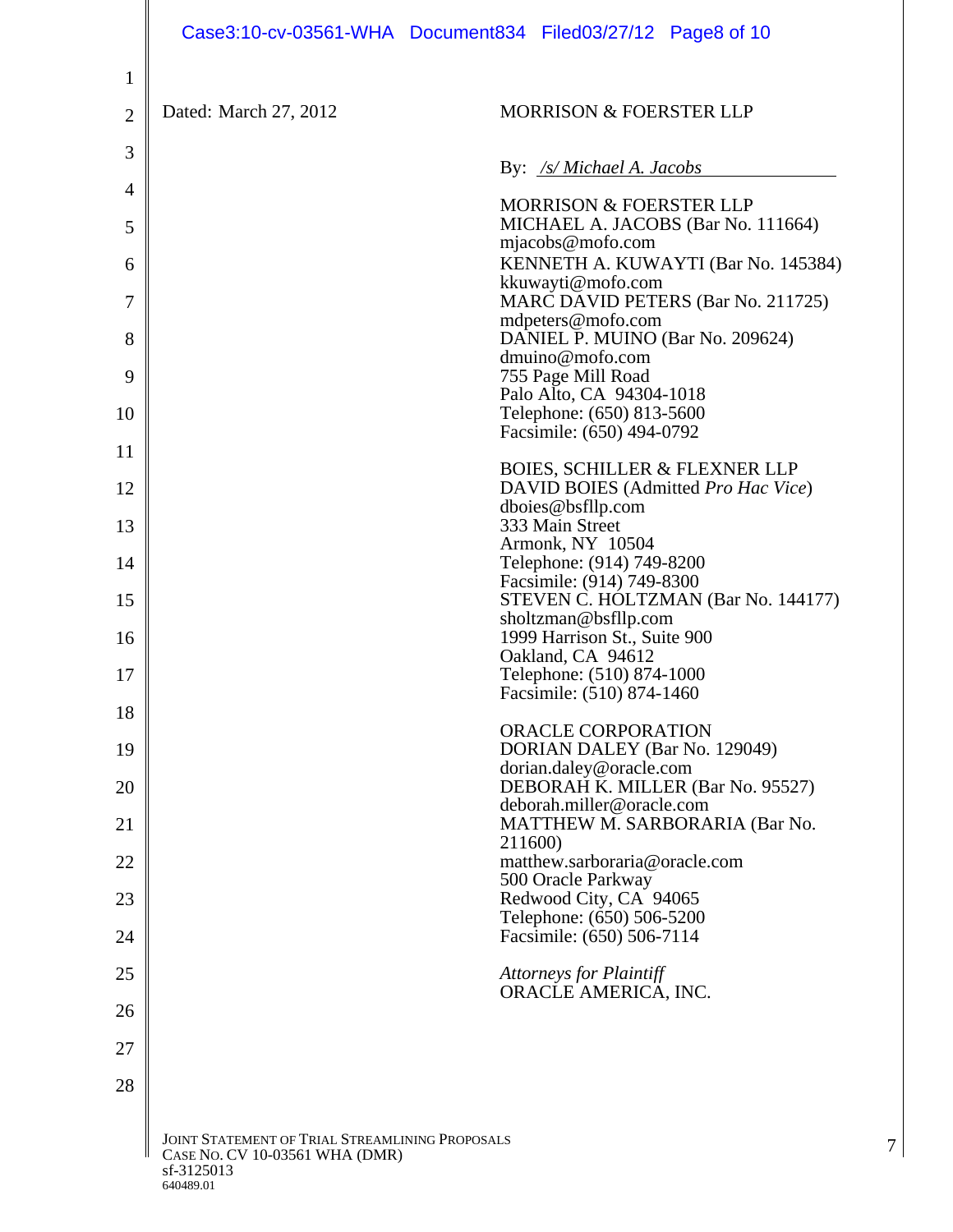Dated: March 27, 2012

MORRISON & FOERSTER LLP

By: */s/ Michael A. Jacobs*

MORRISON & FOERSTER LLP
MICHAEL A. JACOBS (Bar No. 111664)
mjacobs@mofo.com
KENNETH A. KUWAYTI (Bar No. 145384)
kkuwayti@mofo.com
MARC DAVID PETERS (Bar No. 211725)
mdpeters@mofo.com
DANIEL P. MUINO (Bar No. 209624)
dmuino@mofo.com
755 Page Mill Road
Palo Alto, CA 94304-1018
Telephone: (650) 813-5600
Facsimile: (650) 494-0792

BOIES, SCHILLER & FLEXNER LLP
DAVID BOIES (Admitted *Pro Hac Vice*)
dboies@bsfllp.com
333 Main Street
Armonk, NY 10504
Telephone: (914) 749-8200
Facsimile: (914) 749-8300
STEVEN C. HOLTZMAN (Bar No. 144177)
sholtzman@bsfllp.com
1999 Harrison St., Suite 900
Oakland, CA 94612
Telephone: (510) 874-1000
Facsimile: (510) 874-1460

ORACLE CORPORATION
DORIAN DALEY (Bar No. 129049)
dorian.daley@oracle.com
DEBORAH K. MILLER (Bar No. 95527)
deborah.miller@oracle.com
MATTHEW M. SARBORARIA (Bar No. 211600)
matthew.sarboraria@oracle.com
500 Oracle Parkway
Redwood City, CA 94065
Telephone: (650) 506-5200
Facsimile: (650) 506-7114

*Attorneys for Plaintiff*
ORACLE AMERICA, INC.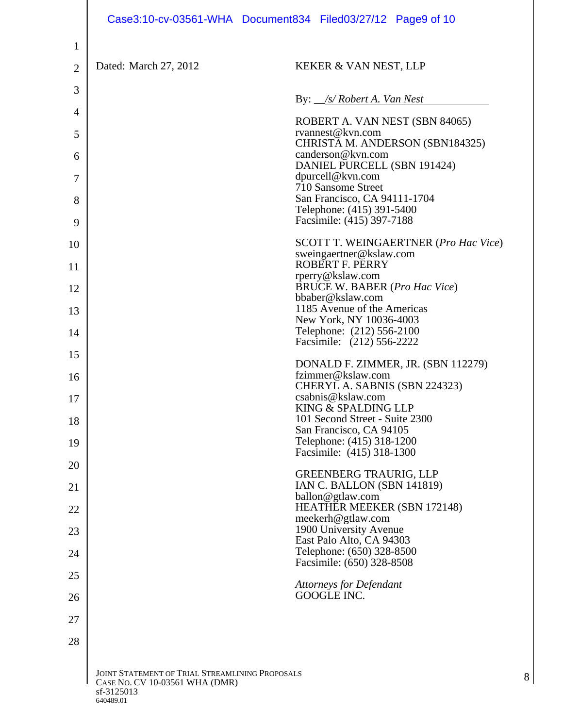Dated: March 27, 2012

KEKER & VAN NEST, LLP

By: _/s/ Robert A. Van Nest_

ROBERT A. VAN NEST (SBN 84065)
rvannest@kvn.com
CHRISTA M. ANDERSON (SBN184325)
canderson@kvn.com
DANIEL PURCELL (SBN 191424)
dpurcell@kvn.com
710 Sansome Street
San Francisco, CA 94111-1704
Telephone: (415) 391-5400
Facsimile: (415) 397-7188

SCOTT T. WEINGAERTNER (*Pro Hac Vice*)
sweingaertner@kslaw.com
ROBERT F. PERRY
rperry@kslaw.com
BRUCE W. BABER (*Pro Hac Vice*)
bbaber@kslaw.com
1185 Avenue of the Americas
New York, NY 10036-4003
Telephone: (212) 556-2100
Facsimile: (212) 556-2222

DONALD F. ZIMMER, JR. (SBN 112279)
fzimmer@kslaw.com
CHERYL A. SABNIS (SBN 224323)
csabnis@kslaw.com
KING & SPALDING LLP
101 Second Street - Suite 2300
San Francisco, CA 94105
Telephone: (415) 318-1200
Facsimile: (415) 318-1300

GREENBERG TRAURIG, LLP
IAN C. BALLON (SBN 141819)
ballon@gtlaw.com
HEATHER MEEKER (SBN 172148)
meekerh@gtlaw.com
1900 University Avenue
East Palo Alto, CA 94303
Telephone: (650) 328-8500
Facsimile: (650) 328-8508

*Attorneys for Defendant*
GOOGLE INC.

JOINT STATEMENT OF TRIAL STREAMLINING PROPOSALS
CASE NO. CV 10-03561 WHA (DMR)
sf-3125013
640489.01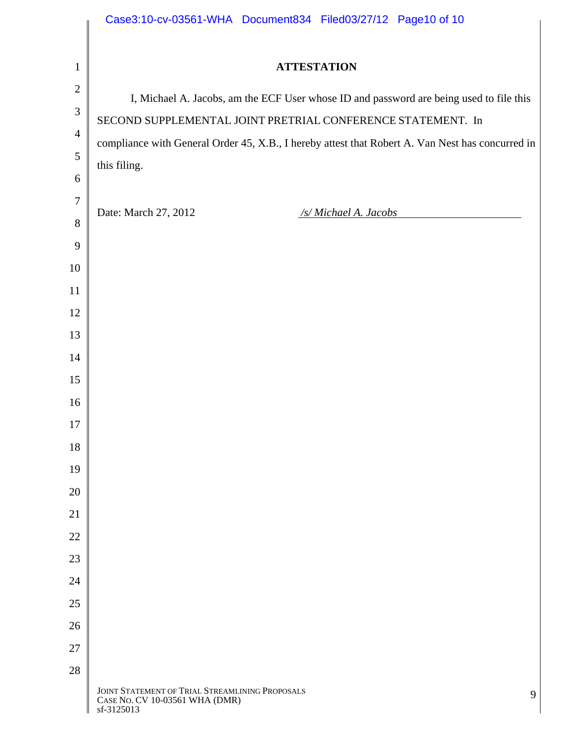**ATTESTATION**

I, Michael A. Jacobs, am the ECF User whose ID and password are being used to file this SECOND SUPPLEMENTAL JOINT PRETRIAL CONFERENCE STATEMENT. In compliance with General Order 45, X.B., I hereby attest that Robert A. Van Nest has concurred in this filing.

Date: March 27, 2012 *\/s/ Michael A. Jacobs*